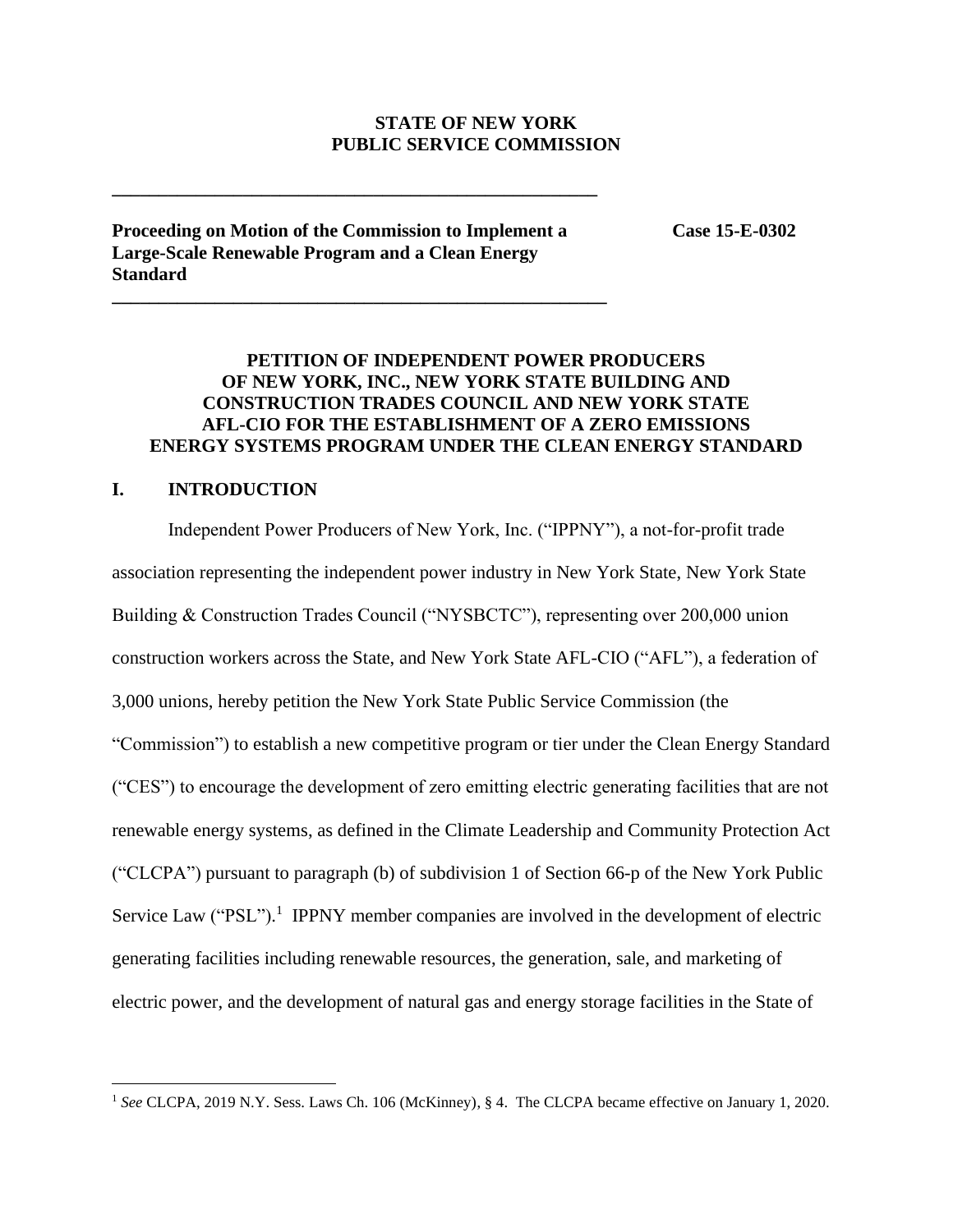**STATE OF NEW YORK**
**PUBLIC SERVICE COMMISSION**

---

**Proceeding on Motion of the Commission to Implement a Large-Scale Renewable Program and a Clean Energy Standard** — **Case 15-E-0302**

---

**PETITION OF INDEPENDENT POWER PRODUCERS OF NEW YORK, INC., NEW YORK STATE BUILDING AND CONSTRUCTION TRADES COUNCIL AND NEW YORK STATE AFL-CIO FOR THE ESTABLISHMENT OF A ZERO EMISSIONS ENERGY SYSTEMS PROGRAM UNDER THE CLEAN ENERGY STANDARD**

## I. INTRODUCTION

Independent Power Producers of New York, Inc. ("IPPNY"), a not-for-profit trade association representing the independent power industry in New York State, New York State Building & Construction Trades Council ("NYSBCTC"), representing over 200,000 union construction workers across the State, and New York State AFL-CIO ("AFL"), a federation of 3,000 unions, hereby petition the New York State Public Service Commission (the "Commission") to establish a new competitive program or tier under the Clean Energy Standard ("CES") to encourage the development of zero emitting electric generating facilities that are not renewable energy systems, as defined in the Climate Leadership and Community Protection Act ("CLCPA") pursuant to paragraph (b) of subdivision 1 of Section 66-p of the New York Public Service Law ("PSL").[1] IPPNY member companies are involved in the development of electric generating facilities including renewable resources, the generation, sale, and marketing of electric power, and the development of natural gas and energy storage facilities in the State of

---

[1] *See* CLCPA, 2019 N.Y. Sess. Laws Ch. 106 (McKinney), § 4. The CLCPA became effective on January 1, 2020.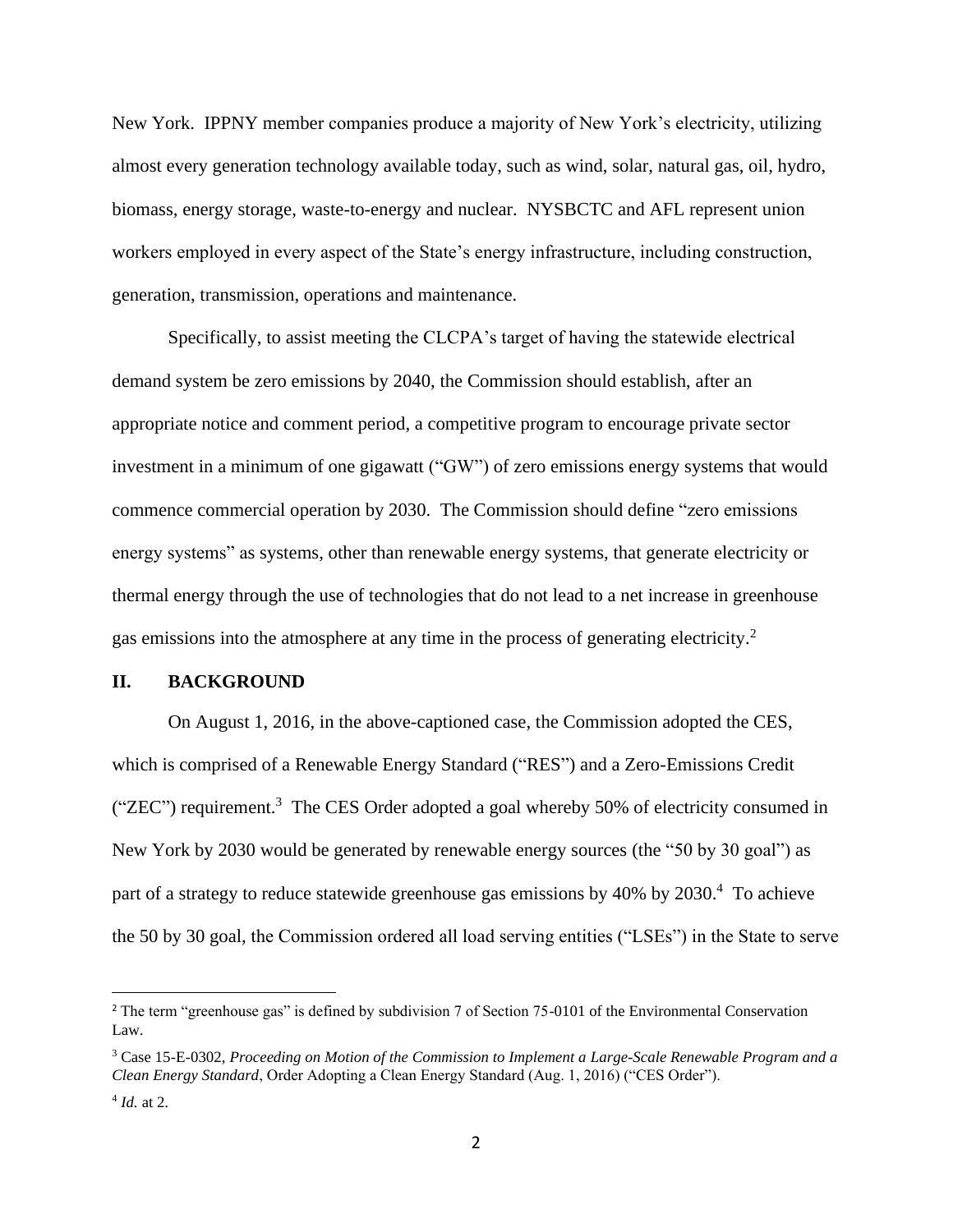New York. IPPNY member companies produce a majority of New York's electricity, utilizing almost every generation technology available today, such as wind, solar, natural gas, oil, hydro, biomass, energy storage, waste-to-energy and nuclear. NYSBCTC and AFL represent union workers employed in every aspect of the State's energy infrastructure, including construction, generation, transmission, operations and maintenance.

Specifically, to assist meeting the CLCPA's target of having the statewide electrical demand system be zero emissions by 2040, the Commission should establish, after an appropriate notice and comment period, a competitive program to encourage private sector investment in a minimum of one gigawatt ("GW") of zero emissions energy systems that would commence commercial operation by 2030. The Commission should define "zero emissions energy systems" as systems, other than renewable energy systems, that generate electricity or thermal energy through the use of technologies that do not lead to a net increase in greenhouse gas emissions into the atmosphere at any time in the process of generating electricity.[2]

## II. BACKGROUND

On August 1, 2016, in the above-captioned case, the Commission adopted the CES, which is comprised of a Renewable Energy Standard ("RES") and a Zero-Emissions Credit ("ZEC") requirement.[3] The CES Order adopted a goal whereby 50% of electricity consumed in New York by 2030 would be generated by renewable energy sources (the "50 by 30 goal") as part of a strategy to reduce statewide greenhouse gas emissions by 40% by 2030.[4] To achieve the 50 by 30 goal, the Commission ordered all load serving entities ("LSEs") in the State to serve

---

[2] The term "greenhouse gas" is defined by subdivision 7 of Section 75-0101 of the Environmental Conservation Law.

[3] Case 15-E-0302, *Proceeding on Motion of the Commission to Implement a Large-Scale Renewable Program and a Clean Energy Standard*, Order Adopting a Clean Energy Standard (Aug. 1, 2016) ("CES Order").

[4] *Id.* at 2.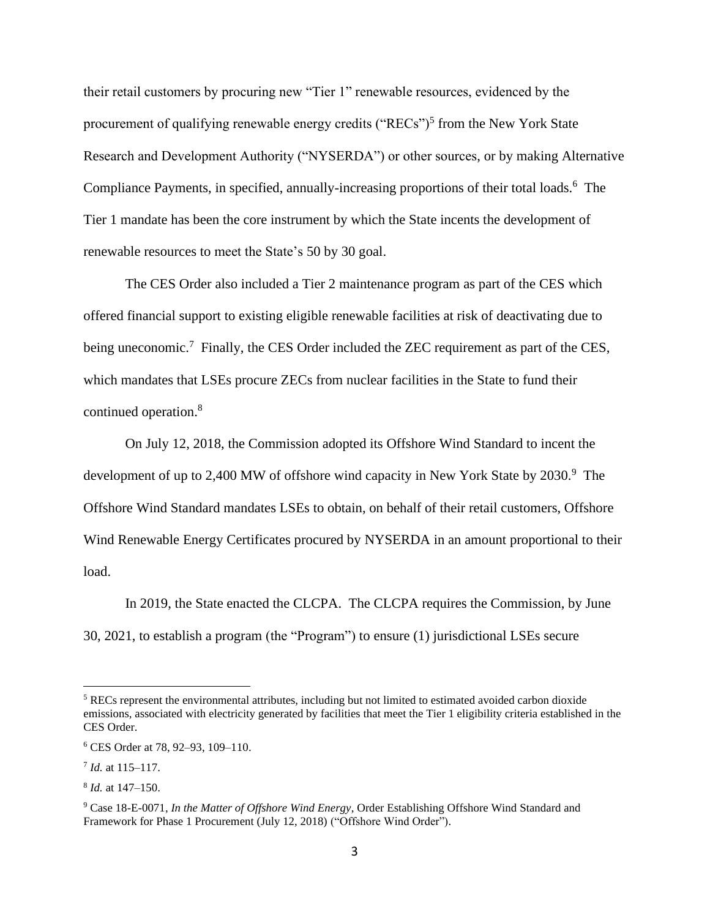their retail customers by procuring new "Tier 1" renewable resources, evidenced by the procurement of qualifying renewable energy credits ("RECs")[5] from the New York State Research and Development Authority ("NYSERDA") or other sources, or by making Alternative Compliance Payments, in specified, annually-increasing proportions of their total loads.[6] The Tier 1 mandate has been the core instrument by which the State incents the development of renewable resources to meet the State's 50 by 30 goal.

The CES Order also included a Tier 2 maintenance program as part of the CES which offered financial support to existing eligible renewable facilities at risk of deactivating due to being uneconomic.[7] Finally, the CES Order included the ZEC requirement as part of the CES, which mandates that LSEs procure ZECs from nuclear facilities in the State to fund their continued operation.[8]

On July 12, 2018, the Commission adopted its Offshore Wind Standard to incent the development of up to 2,400 MW of offshore wind capacity in New York State by 2030.[9] The Offshore Wind Standard mandates LSEs to obtain, on behalf of their retail customers, Offshore Wind Renewable Energy Certificates procured by NYSERDA in an amount proportional to their load.

In 2019, the State enacted the CLCPA. The CLCPA requires the Commission, by June 30, 2021, to establish a program (the "Program") to ensure (1) jurisdictional LSEs secure

---

[5] RECs represent the environmental attributes, including but not limited to estimated avoided carbon dioxide emissions, associated with electricity generated by facilities that meet the Tier 1 eligibility criteria established in the CES Order.

[6] CES Order at 78, 92–93, 109–110.

[7] *Id.* at 115–117.

[8] *Id.* at 147–150.

[9] Case 18-E-0071, *In the Matter of Offshore Wind Energy*, Order Establishing Offshore Wind Standard and Framework for Phase 1 Procurement (July 12, 2018) ("Offshore Wind Order").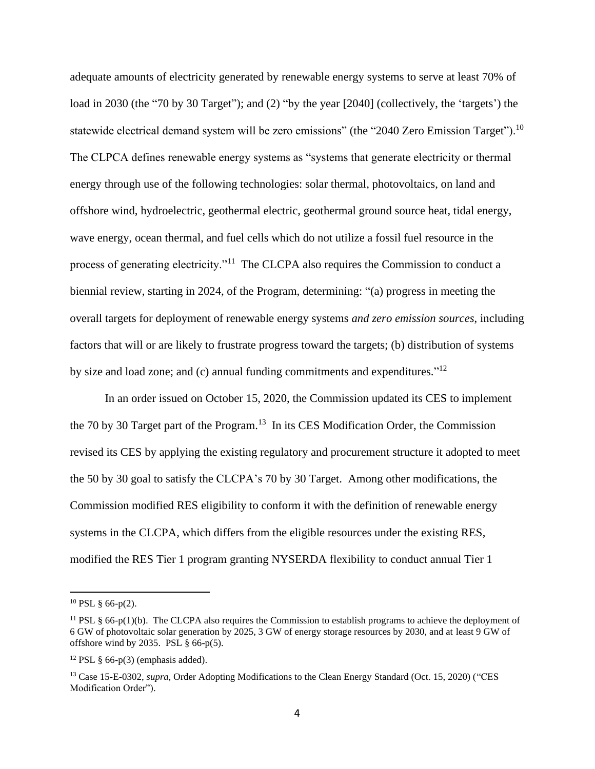adequate amounts of electricity generated by renewable energy systems to serve at least 70% of load in 2030 (the "70 by 30 Target"); and (2) "by the year [2040] (collectively, the 'targets') the statewide electrical demand system will be zero emissions" (the "2040 Zero Emission Target").[10] The CLPCA defines renewable energy systems as "systems that generate electricity or thermal energy through use of the following technologies: solar thermal, photovoltaics, on land and offshore wind, hydroelectric, geothermal electric, geothermal ground source heat, tidal energy, wave energy, ocean thermal, and fuel cells which do not utilize a fossil fuel resource in the process of generating electricity."[11] The CLCPA also requires the Commission to conduct a biennial review, starting in 2024, of the Program, determining: "(a) progress in meeting the overall targets for deployment of renewable energy systems *and zero emission sources*, including factors that will or are likely to frustrate progress toward the targets; (b) distribution of systems by size and load zone; and (c) annual funding commitments and expenditures."[12]

In an order issued on October 15, 2020, the Commission updated its CES to implement the 70 by 30 Target part of the Program.[13] In its CES Modification Order, the Commission revised its CES by applying the existing regulatory and procurement structure it adopted to meet the 50 by 30 goal to satisfy the CLCPA's 70 by 30 Target. Among other modifications, the Commission modified RES eligibility to conform it with the definition of renewable energy systems in the CLCPA, which differs from the eligible resources under the existing RES, modified the RES Tier 1 program granting NYSERDA flexibility to conduct annual Tier 1

---

[10] PSL § 66-p(2).

[11] PSL § 66-p(1)(b). The CLCPA also requires the Commission to establish programs to achieve the deployment of 6 GW of photovoltaic solar generation by 2025, 3 GW of energy storage resources by 2030, and at least 9 GW of offshore wind by 2035. PSL § 66-p(5).

[12] PSL § 66-p(3) (emphasis added).

[13] Case 15-E-0302, *supra*, Order Adopting Modifications to the Clean Energy Standard (Oct. 15, 2020) ("CES Modification Order").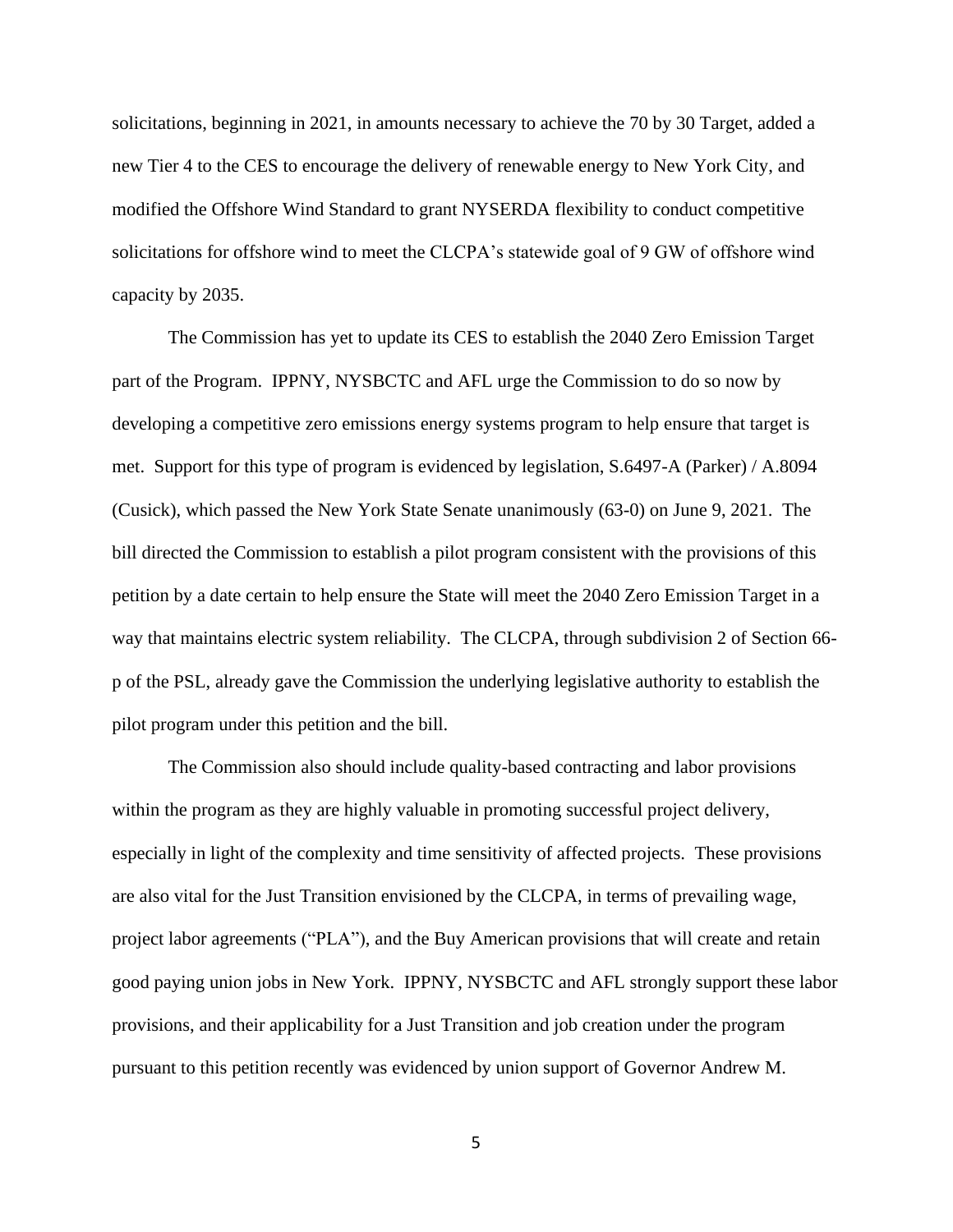solicitations, beginning in 2021, in amounts necessary to achieve the 70 by 30 Target, added a new Tier 4 to the CES to encourage the delivery of renewable energy to New York City, and modified the Offshore Wind Standard to grant NYSERDA flexibility to conduct competitive solicitations for offshore wind to meet the CLCPA's statewide goal of 9 GW of offshore wind capacity by 2035.

The Commission has yet to update its CES to establish the 2040 Zero Emission Target part of the Program. IPPNY, NYSBCTC and AFL urge the Commission to do so now by developing a competitive zero emissions energy systems program to help ensure that target is met. Support for this type of program is evidenced by legislation, S.6497-A (Parker) / A.8094 (Cusick), which passed the New York State Senate unanimously (63-0) on June 9, 2021. The bill directed the Commission to establish a pilot program consistent with the provisions of this petition by a date certain to help ensure the State will meet the 2040 Zero Emission Target in a way that maintains electric system reliability. The CLCPA, through subdivision 2 of Section 66-p of the PSL, already gave the Commission the underlying legislative authority to establish the pilot program under this petition and the bill.

The Commission also should include quality-based contracting and labor provisions within the program as they are highly valuable in promoting successful project delivery, especially in light of the complexity and time sensitivity of affected projects. These provisions are also vital for the Just Transition envisioned by the CLCPA, in terms of prevailing wage, project labor agreements ("PLA"), and the Buy American provisions that will create and retain good paying union jobs in New York. IPPNY, NYSBCTC and AFL strongly support these labor provisions, and their applicability for a Just Transition and job creation under the program pursuant to this petition recently was evidenced by union support of Governor Andrew M.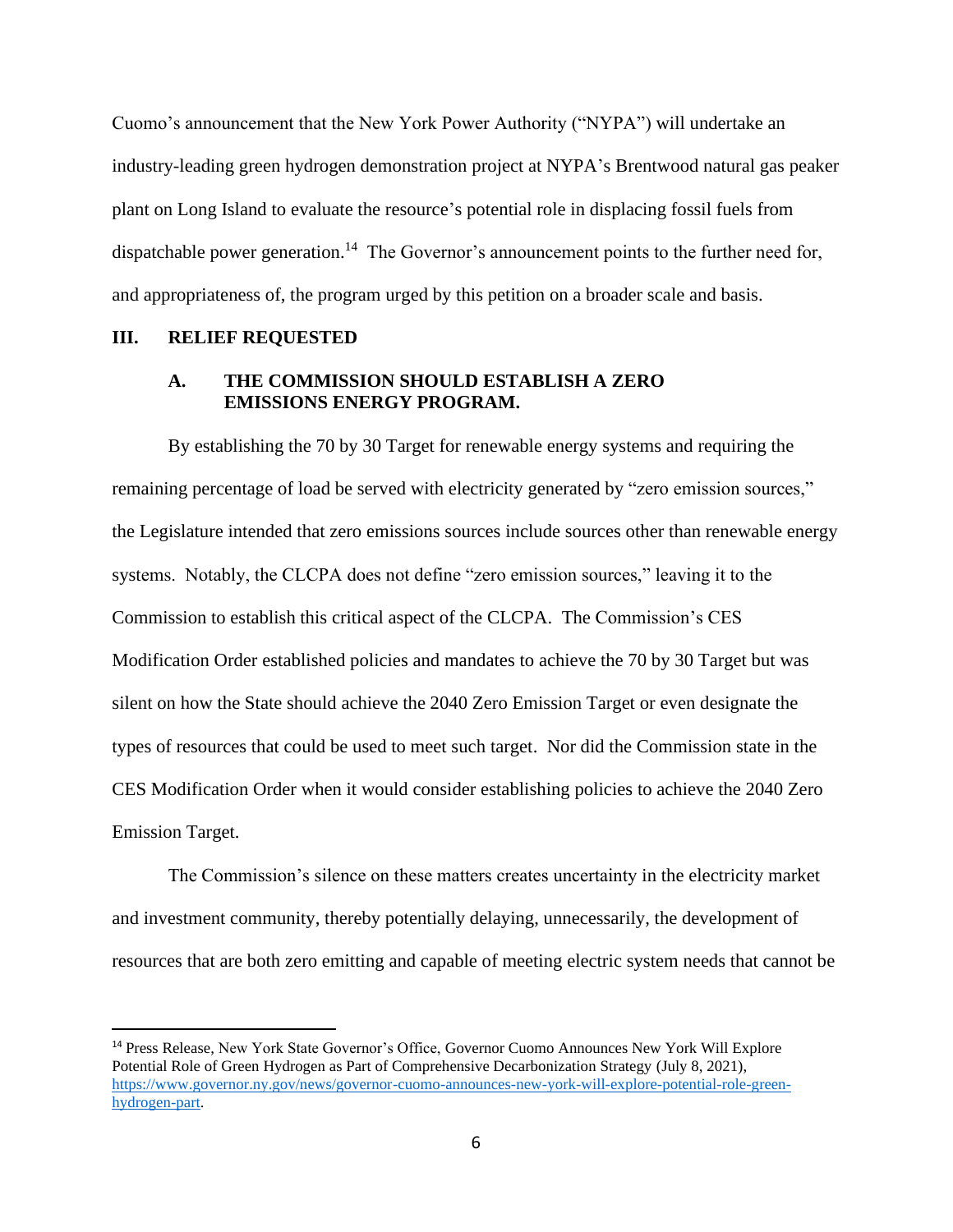Cuomo's announcement that the New York Power Authority ("NYPA") will undertake an industry-leading green hydrogen demonstration project at NYPA's Brentwood natural gas peaker plant on Long Island to evaluate the resource's potential role in displacing fossil fuels from dispatchable power generation.[14] The Governor's announcement points to the further need for, and appropriateness of, the program urged by this petition on a broader scale and basis.

## III. RELIEF REQUESTED

### A. THE COMMISSION SHOULD ESTABLISH A ZERO EMISSIONS ENERGY PROGRAM.

By establishing the 70 by 30 Target for renewable energy systems and requiring the remaining percentage of load be served with electricity generated by "zero emission sources," the Legislature intended that zero emissions sources include sources other than renewable energy systems. Notably, the CLCPA does not define "zero emission sources," leaving it to the Commission to establish this critical aspect of the CLCPA. The Commission's CES Modification Order established policies and mandates to achieve the 70 by 30 Target but was silent on how the State should achieve the 2040 Zero Emission Target or even designate the types of resources that could be used to meet such target. Nor did the Commission state in the CES Modification Order when it would consider establishing policies to achieve the 2040 Zero Emission Target.

The Commission's silence on these matters creates uncertainty in the electricity market and investment community, thereby potentially delaying, unnecessarily, the development of resources that are both zero emitting and capable of meeting electric system needs that cannot be

---

[14] Press Release, New York State Governor's Office, Governor Cuomo Announces New York Will Explore Potential Role of Green Hydrogen as Part of Comprehensive Decarbonization Strategy (July 8, 2021), https://www.governor.ny.gov/news/governor-cuomo-announces-new-york-will-explore-potential-role-green-hydrogen-part.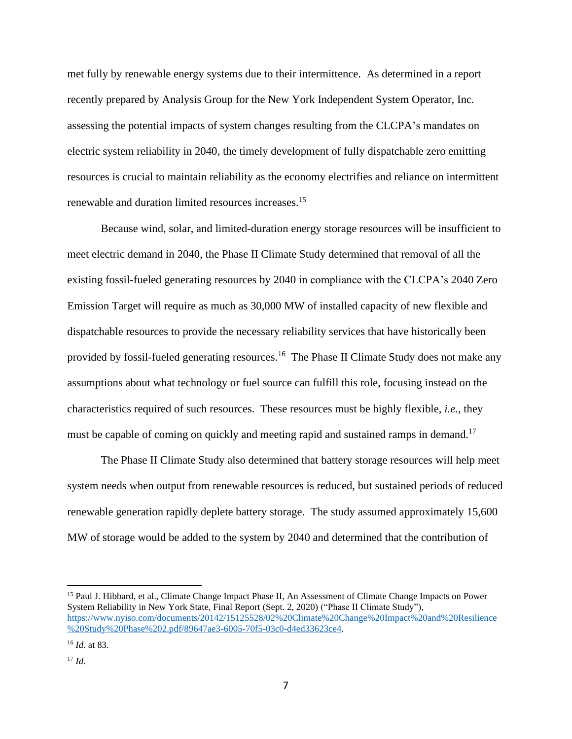met fully by renewable energy systems due to their intermittence. As determined in a report recently prepared by Analysis Group for the New York Independent System Operator, Inc. assessing the potential impacts of system changes resulting from the CLCPA's mandates on electric system reliability in 2040, the timely development of fully dispatchable zero emitting resources is crucial to maintain reliability as the economy electrifies and reliance on intermittent renewable and duration limited resources increases.[15]

Because wind, solar, and limited-duration energy storage resources will be insufficient to meet electric demand in 2040, the Phase II Climate Study determined that removal of all the existing fossil-fueled generating resources by 2040 in compliance with the CLCPA's 2040 Zero Emission Target will require as much as 30,000 MW of installed capacity of new flexible and dispatchable resources to provide the necessary reliability services that have historically been provided by fossil-fueled generating resources.[16] The Phase II Climate Study does not make any assumptions about what technology or fuel source can fulfill this role, focusing instead on the characteristics required of such resources. These resources must be highly flexible, *i.e.*, they must be capable of coming on quickly and meeting rapid and sustained ramps in demand.[17]

The Phase II Climate Study also determined that battery storage resources will help meet system needs when output from renewable resources is reduced, but sustained periods of reduced renewable generation rapidly deplete battery storage. The study assumed approximately 15,600 MW of storage would be added to the system by 2040 and determined that the contribution of

---

[15] Paul J. Hibbard, et al., Climate Change Impact Phase II, An Assessment of Climate Change Impacts on Power System Reliability in New York State, Final Report (Sept. 2, 2020) ("Phase II Climate Study"), https://www.nyiso.com/documents/20142/15125528/02%20Climate%20Change%20Impact%20and%20Resilience%20Study%20Phase%202.pdf/89647ae3-6005-70f5-03c0-d4ed33623ce4.

[16] *Id.* at 83.

[17] *Id.*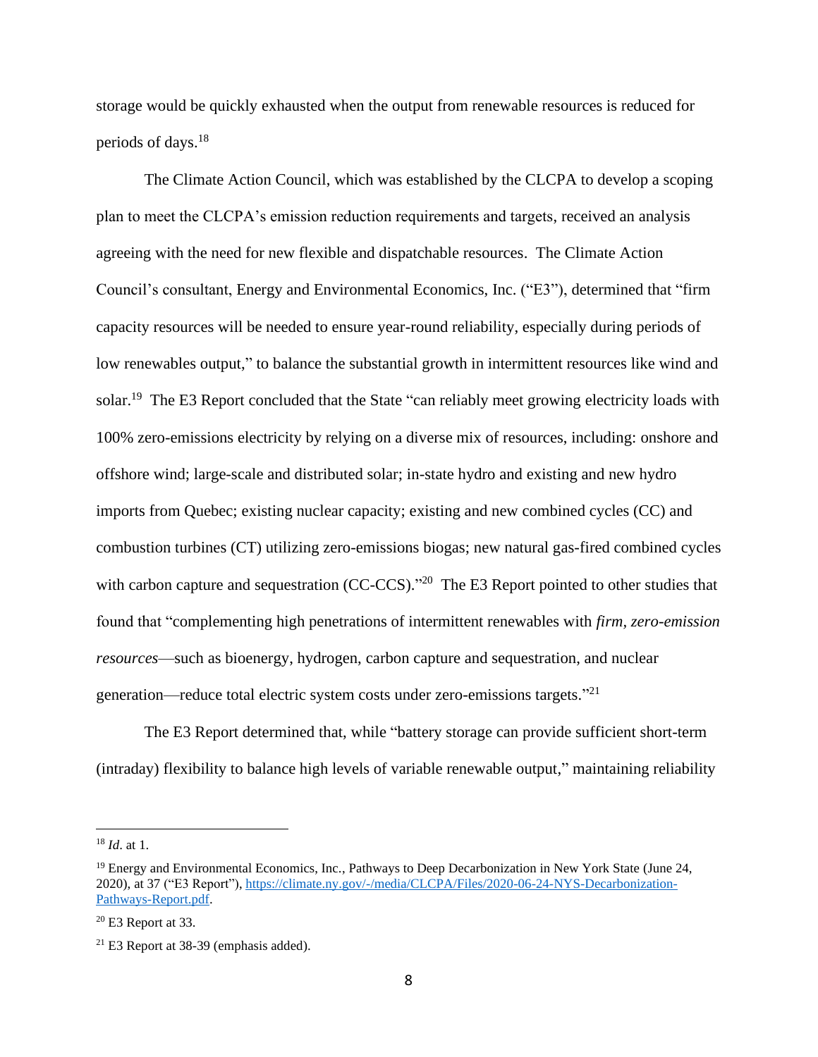storage would be quickly exhausted when the output from renewable resources is reduced for periods of days.[18]

The Climate Action Council, which was established by the CLCPA to develop a scoping plan to meet the CLCPA's emission reduction requirements and targets, received an analysis agreeing with the need for new flexible and dispatchable resources. The Climate Action Council's consultant, Energy and Environmental Economics, Inc. ("E3"), determined that "firm capacity resources will be needed to ensure year-round reliability, especially during periods of low renewables output," to balance the substantial growth in intermittent resources like wind and solar.[19] The E3 Report concluded that the State "can reliably meet growing electricity loads with 100% zero-emissions electricity by relying on a diverse mix of resources, including: onshore and offshore wind; large-scale and distributed solar; in-state hydro and existing and new hydro imports from Quebec; existing nuclear capacity; existing and new combined cycles (CC) and combustion turbines (CT) utilizing zero-emissions biogas; new natural gas-fired combined cycles with carbon capture and sequestration (CC-CCS)."[20] The E3 Report pointed to other studies that found that "complementing high penetrations of intermittent renewables with *firm, zero-emission resources*—such as bioenergy, hydrogen, carbon capture and sequestration, and nuclear generation—reduce total electric system costs under zero-emissions targets."[21]

The E3 Report determined that, while "battery storage can provide sufficient short-term (intraday) flexibility to balance high levels of variable renewable output," maintaining reliability

---

[18] *Id*. at 1.

[19] Energy and Environmental Economics, Inc., Pathways to Deep Decarbonization in New York State (June 24, 2020), at 37 ("E3 Report"), https://climate.ny.gov/-/media/CLCPA/Files/2020-06-24-NYS-Decarbonization-Pathways-Report.pdf.

[20] E3 Report at 33.

[21] E3 Report at 38-39 (emphasis added).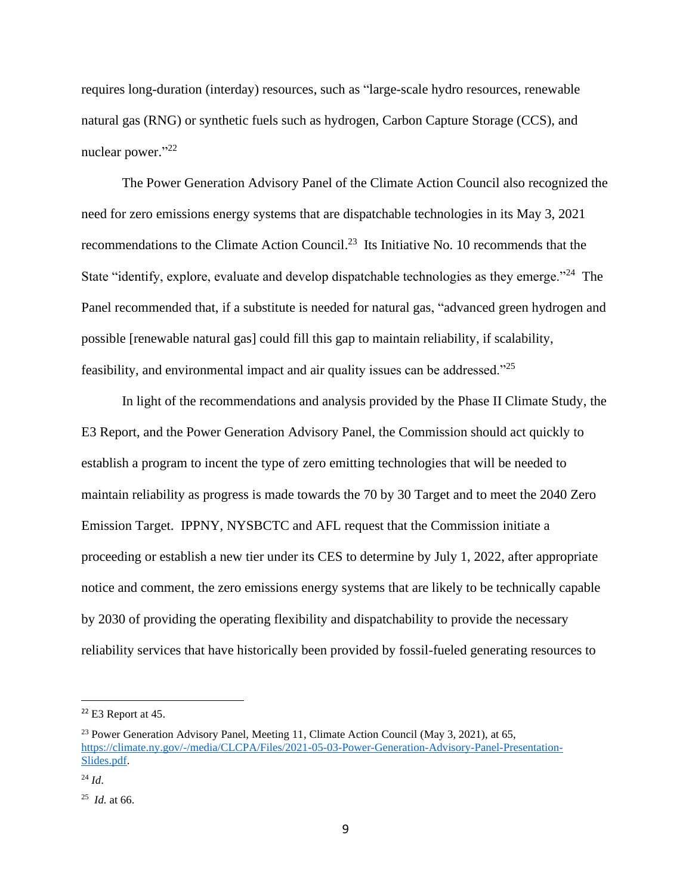requires long-duration (interday) resources, such as "large-scale hydro resources, renewable natural gas (RNG) or synthetic fuels such as hydrogen, Carbon Capture Storage (CCS), and nuclear power."[22]

The Power Generation Advisory Panel of the Climate Action Council also recognized the need for zero emissions energy systems that are dispatchable technologies in its May 3, 2021 recommendations to the Climate Action Council.[23] Its Initiative No. 10 recommends that the State "identify, explore, evaluate and develop dispatchable technologies as they emerge."[24] The Panel recommended that, if a substitute is needed for natural gas, "advanced green hydrogen and possible [renewable natural gas] could fill this gap to maintain reliability, if scalability, feasibility, and environmental impact and air quality issues can be addressed."[25]

In light of the recommendations and analysis provided by the Phase II Climate Study, the E3 Report, and the Power Generation Advisory Panel, the Commission should act quickly to establish a program to incent the type of zero emitting technologies that will be needed to maintain reliability as progress is made towards the 70 by 30 Target and to meet the 2040 Zero Emission Target. IPPNY, NYSBCTC and AFL request that the Commission initiate a proceeding or establish a new tier under its CES to determine by July 1, 2022, after appropriate notice and comment, the zero emissions energy systems that are likely to be technically capable by 2030 of providing the operating flexibility and dispatchability to provide the necessary reliability services that have historically been provided by fossil-fueled generating resources to

---

[22] E3 Report at 45.

[23] Power Generation Advisory Panel, Meeting 11, Climate Action Council (May 3, 2021), at 65, https://climate.ny.gov/-/media/CLCPA/Files/2021-05-03-Power-Generation-Advisory-Panel-Presentation-Slides.pdf.

[24] *Id.*

[25] *Id.* at 66.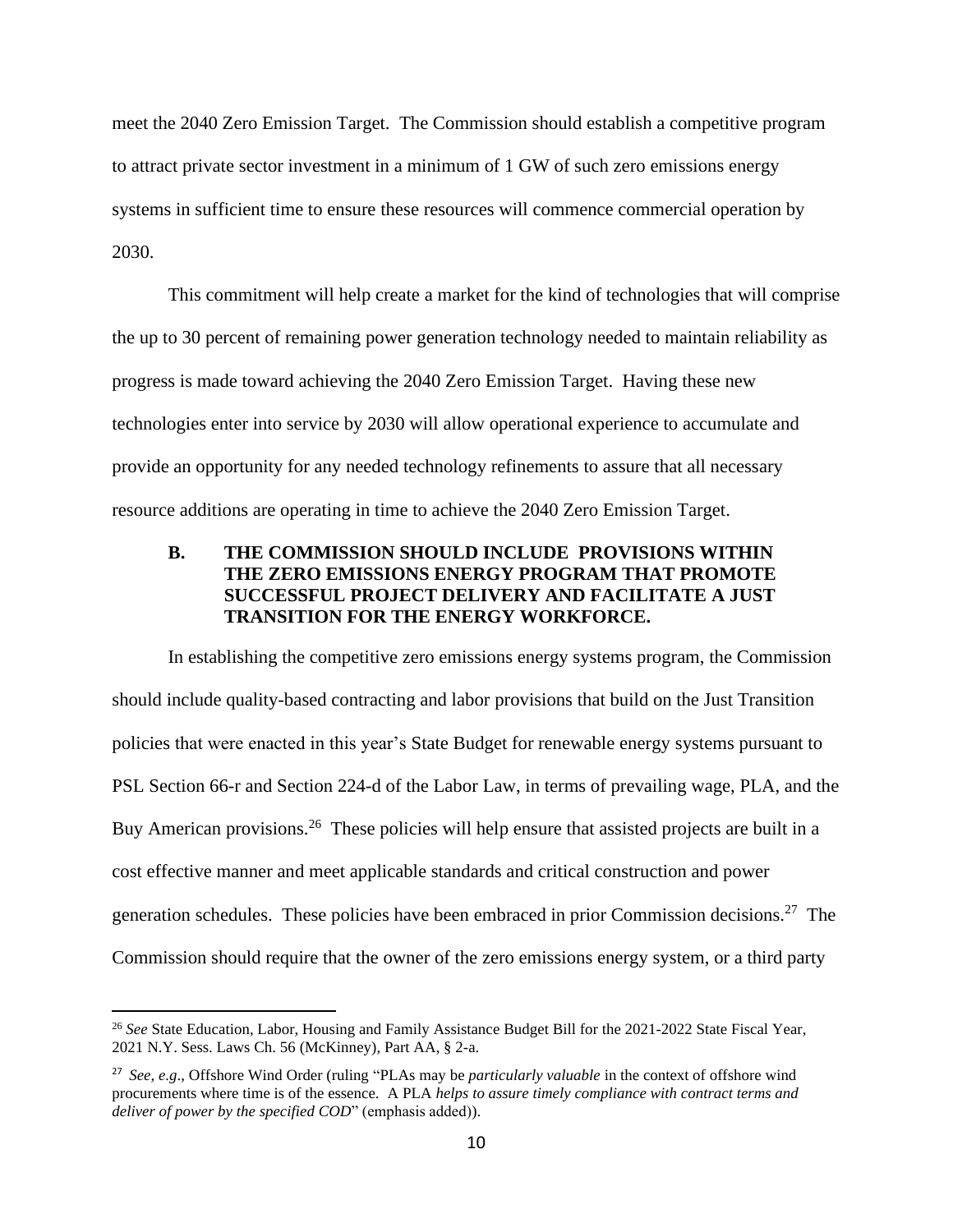meet the 2040 Zero Emission Target. The Commission should establish a competitive program to attract private sector investment in a minimum of 1 GW of such zero emissions energy systems in sufficient time to ensure these resources will commence commercial operation by 2030.

This commitment will help create a market for the kind of technologies that will comprise the up to 30 percent of remaining power generation technology needed to maintain reliability as progress is made toward achieving the 2040 Zero Emission Target. Having these new technologies enter into service by 2030 will allow operational experience to accumulate and provide an opportunity for any needed technology refinements to assure that all necessary resource additions are operating in time to achieve the 2040 Zero Emission Target.

### B. THE COMMISSION SHOULD INCLUDE PROVISIONS WITHIN THE ZERO EMISSIONS ENERGY PROGRAM THAT PROMOTE SUCCESSFUL PROJECT DELIVERY AND FACILITATE A JUST TRANSITION FOR THE ENERGY WORKFORCE.

In establishing the competitive zero emissions energy systems program, the Commission should include quality-based contracting and labor provisions that build on the Just Transition policies that were enacted in this year's State Budget for renewable energy systems pursuant to PSL Section 66-r and Section 224-d of the Labor Law, in terms of prevailing wage, PLA, and the Buy American provisions.[26] These policies will help ensure that assisted projects are built in a cost effective manner and meet applicable standards and critical construction and power generation schedules. These policies have been embraced in prior Commission decisions.[27] The Commission should require that the owner of the zero emissions energy system, or a third party

---

[26] *See* State Education, Labor, Housing and Family Assistance Budget Bill for the 2021-2022 State Fiscal Year, 2021 N.Y. Sess. Laws Ch. 56 (McKinney), Part AA, § 2-a.

[27] *See, e.g*., Offshore Wind Order (ruling "PLAs may be *particularly valuable* in the context of offshore wind procurements where time is of the essence. A PLA *helps to assure timely compliance with contract terms and deliver of power by the specified COD*" (emphasis added)).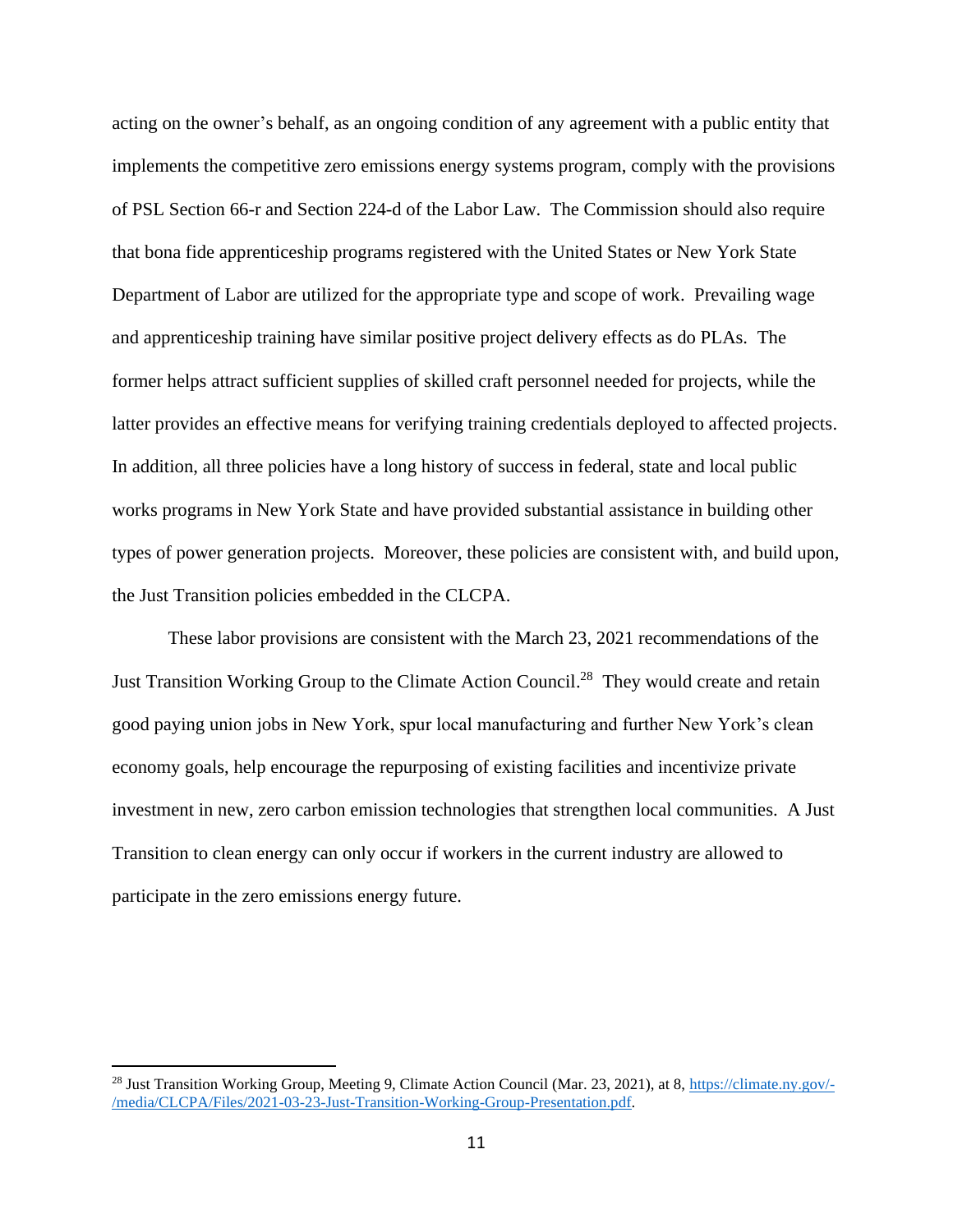acting on the owner's behalf, as an ongoing condition of any agreement with a public entity that implements the competitive zero emissions energy systems program, comply with the provisions of PSL Section 66-r and Section 224-d of the Labor Law. The Commission should also require that bona fide apprenticeship programs registered with the United States or New York State Department of Labor are utilized for the appropriate type and scope of work. Prevailing wage and apprenticeship training have similar positive project delivery effects as do PLAs. The former helps attract sufficient supplies of skilled craft personnel needed for projects, while the latter provides an effective means for verifying training credentials deployed to affected projects. In addition, all three policies have a long history of success in federal, state and local public works programs in New York State and have provided substantial assistance in building other types of power generation projects. Moreover, these policies are consistent with, and build upon, the Just Transition policies embedded in the CLCPA.

These labor provisions are consistent with the March 23, 2021 recommendations of the Just Transition Working Group to the Climate Action Council.[28] They would create and retain good paying union jobs in New York, spur local manufacturing and further New York's clean economy goals, help encourage the repurposing of existing facilities and incentivize private investment in new, zero carbon emission technologies that strengthen local communities. A Just Transition to clean energy can only occur if workers in the current industry are allowed to participate in the zero emissions energy future.

---

[28] Just Transition Working Group, Meeting 9, Climate Action Council (Mar. 23, 2021), at 8, https://climate.ny.gov/-/media/CLCPA/Files/2021-03-23-Just-Transition-Working-Group-Presentation.pdf.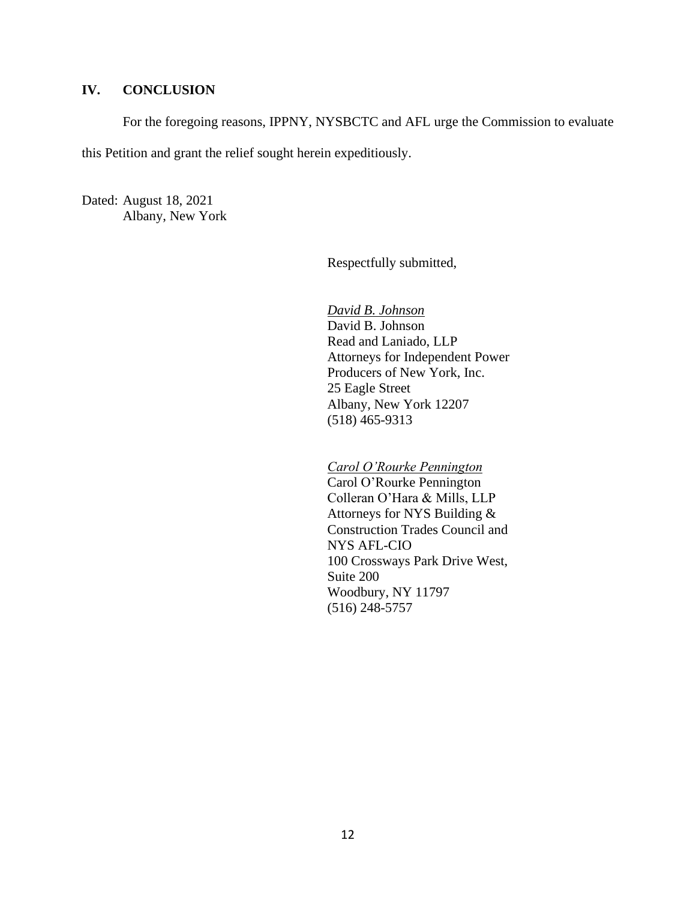## IV. CONCLUSION

For the foregoing reasons, IPPNY, NYSBCTC and AFL urge the Commission to evaluate this Petition and grant the relief sought herein expeditiously.

Dated: August 18, 2021
Albany, New York

Respectfully submitted,

*David B. Johnson*
David B. Johnson
Read and Laniado, LLP
Attorneys for Independent Power Producers of New York, Inc.
25 Eagle Street
Albany, New York 12207
(518) 465-9313

*Carol O'Rourke Pennington*
Carol O'Rourke Pennington
Colleran O'Hara & Mills, LLP
Attorneys for NYS Building & Construction Trades Council and NYS AFL-CIO
100 Crossways Park Drive West, Suite 200
Woodbury, NY 11797
(516) 248-5757